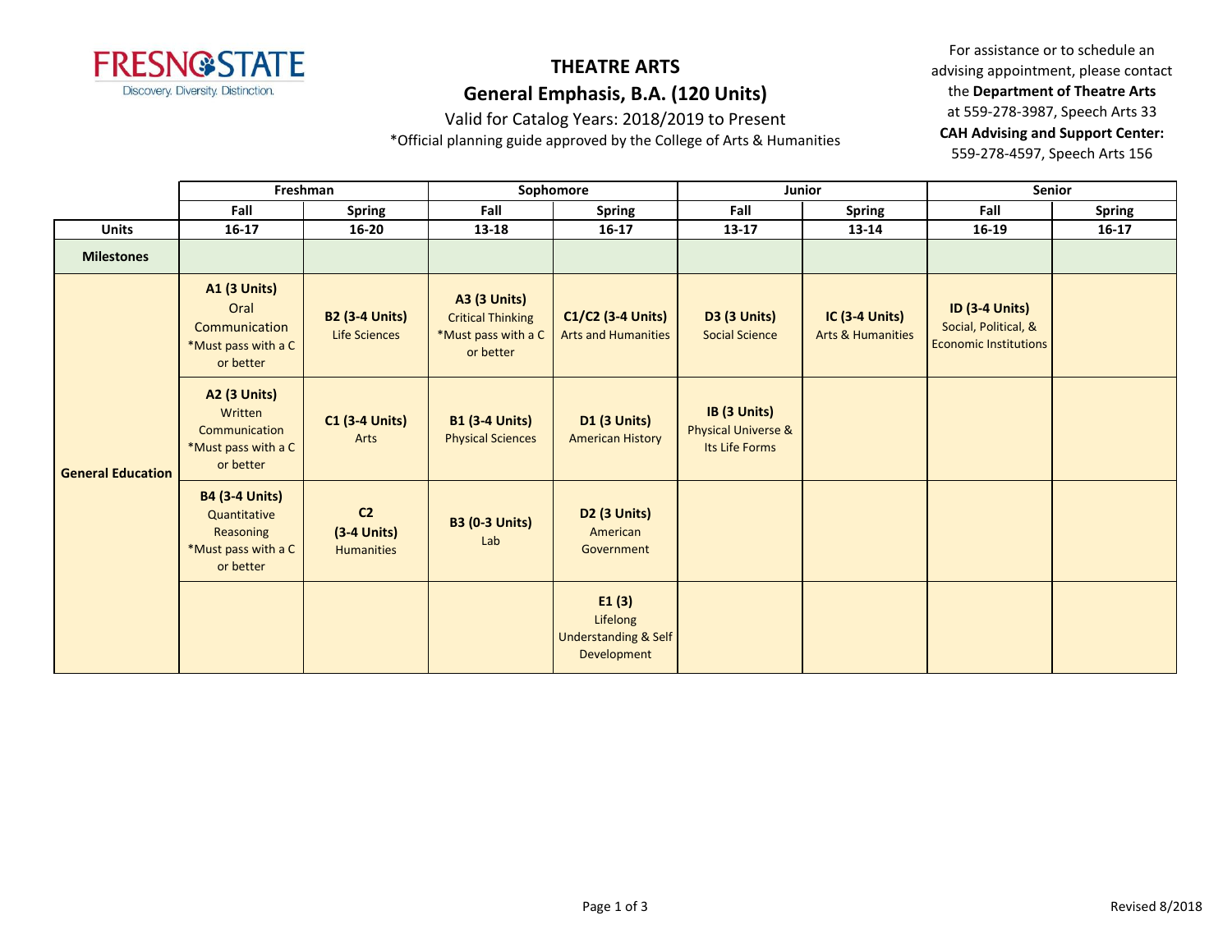FRESNO STATE
Discovery. Diversity. Distinction.

# THEATRE ARTS

## General Emphasis, B.A. (120 Units)

Valid for Catalog Years: 2018/2019 to Present

*Official planning guide approved by the College of Arts & Humanities

For assistance or to schedule an advising appointment, please contact the **Department of Theatre Arts** at 559-278-3987, Speech Arts 33

**CAH Advising and Support Center:** 559-278-4597, Speech Arts 156

| | Freshman | | Sophomore | | Junior | | Senior | |
|---|---|---|---|---|---|---|---|---|
| | **Fall** | **Spring** | **Fall** | **Spring** | **Fall** | **Spring** | **Fall** | **Spring** |
| **Units** | **16-17** | **16-20** | **13-18** | **16-17** | **13-17** | **13-14** | **16-19** | **16-17** |
| **Milestones** | | | | | | | | |
| **General Education** | **A1 (3 Units)** Oral Communication *Must pass with a C or better | **B2 (3-4 Units)** Life Sciences | **A3 (3 Units)** Critical Thinking *Must pass with a C or better | **C1/C2 (3-4 Units)** Arts and Humanities | **D3 (3 Units)** Social Science | **IC (3-4 Units)** Arts & Humanities | **ID (3-4 Units)** Social, Political, & Economic Institutions | |
| | **A2 (3 Units)** Written Communication *Must pass with a C or better | **C1 (3-4 Units)** Arts | **B1 (3-4 Units)** Physical Sciences | **D1 (3 Units)** American History | **IB (3 Units)** Physical Universe & Its Life Forms | | | |
| | **B4 (3-4 Units)** Quantitative Reasoning *Must pass with a C or better | **C2 (3-4 Units)** Humanities | **B3 (0-3 Units)** Lab | **D2 (3 Units)** American Government | | | | |
| | | | | **E1 (3)** Lifelong Understanding & Self Development | | | | |

Revised 8/2018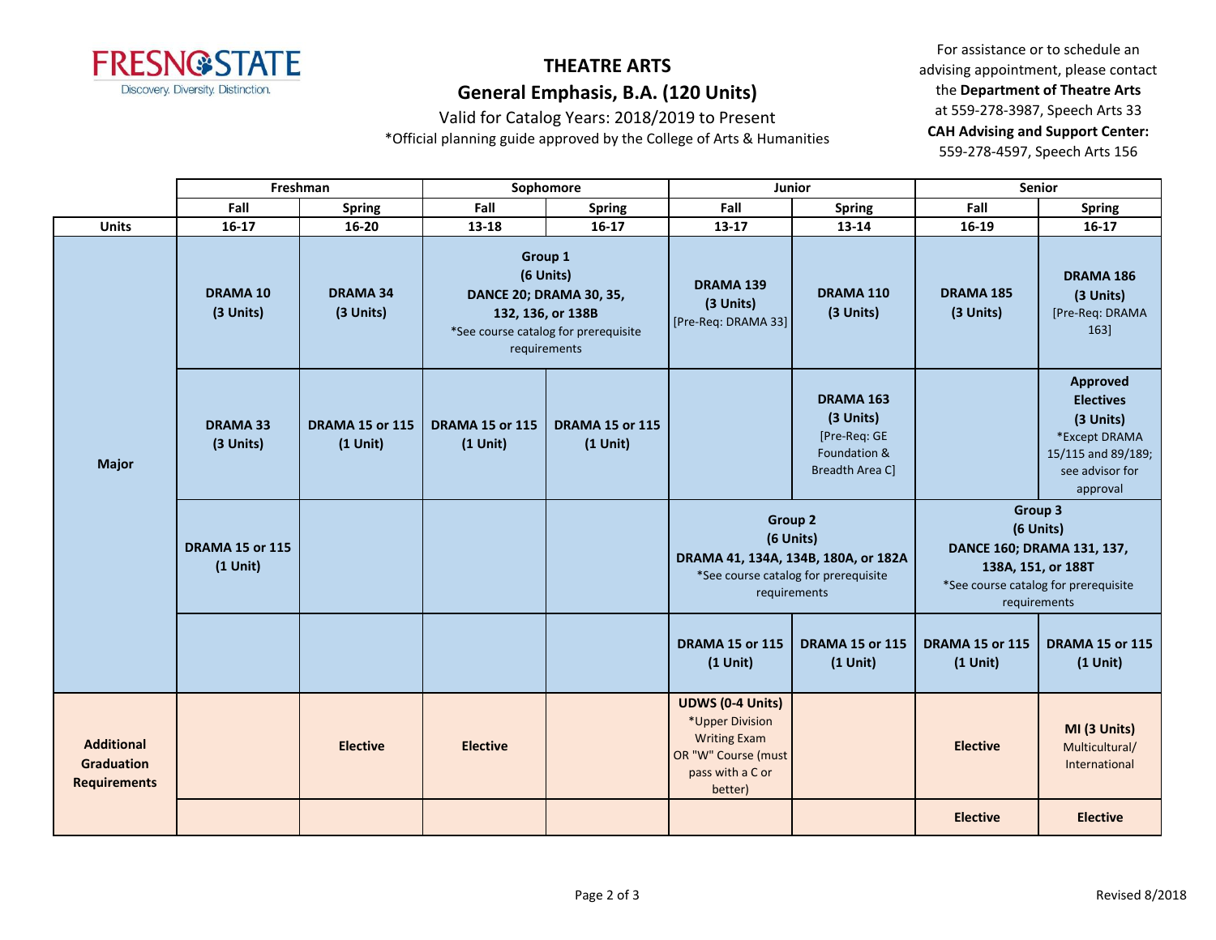# THEATRE ARTS

## General Emphasis, B.A. (120 Units)

Valid for Catalog Years: 2018/2019 to Present

*Official planning guide approved by the College of Arts & Humanities

For assistance or to schedule an advising appointment, please contact the **Department of Theatre Arts** at 559-278-3987, Speech Arts 33

**CAH Advising and Support Center:** 559-278-4597, Speech Arts 156

| | Freshman | | Sophomore | | Junior | | Senior | |
|---|---|---|---|---|---|---|---|---|
| | Fall | Spring | Fall | Spring | Fall | Spring | Fall | Spring |
| **Units** | 16-17 | 16-20 | 13-18 | 16-17 | 13-17 | 13-14 | 16-19 | 16-17 |
| **Major** | **DRAMA 10 (3 Units)** | **DRAMA 34 (3 Units)** | **Group 1 (6 Units) DANCE 20; DRAMA 30, 35, 132, 136, or 138B** *See course catalog for prerequisite requirements | | **DRAMA 139 (3 Units)** [Pre-Req: DRAMA 33] | **DRAMA 110 (3 Units)** | **DRAMA 185 (3 Units)** | **DRAMA 186 (3 Units)** [Pre-Req: DRAMA 163] |
| | **DRAMA 33 (3 Units)** | **DRAMA 15 or 115 (1 Unit)** | **DRAMA 15 or 115 (1 Unit)** | **DRAMA 15 or 115 (1 Unit)** | | **DRAMA 163 (3 Units)** [Pre-Req: GE Foundation & Breadth Area C] | | **Approved Electives (3 Units)** *Except DRAMA 15/115 and 89/189; see advisor for approval |
| | **DRAMA 15 or 115 (1 Unit)** | | | | **Group 2 (6 Units) DRAMA 41, 134A, 134B, 180A, or 182A** *See course catalog for prerequisite requirements | | **Group 3 (6 Units) DANCE 160; DRAMA 131, 137, 138A, 151, or 188T** *See course catalog for prerequisite requirements | |
| | | | | | **DRAMA 15 or 115 (1 Unit)** | **DRAMA 15 or 115 (1 Unit)** | **DRAMA 15 or 115 (1 Unit)** | **DRAMA 15 or 115 (1 Unit)** |
| **Additional Graduation Requirements** | | **Elective** | **Elective** | | **UDWS (0-4 Units)** *Upper Division Writing Exam OR "W" Course (must pass with a C or better) | | **Elective** | **MI (3 Units)** Multicultural/ International |
| | | | | | | | **Elective** | **Elective** |

Revised 8/2018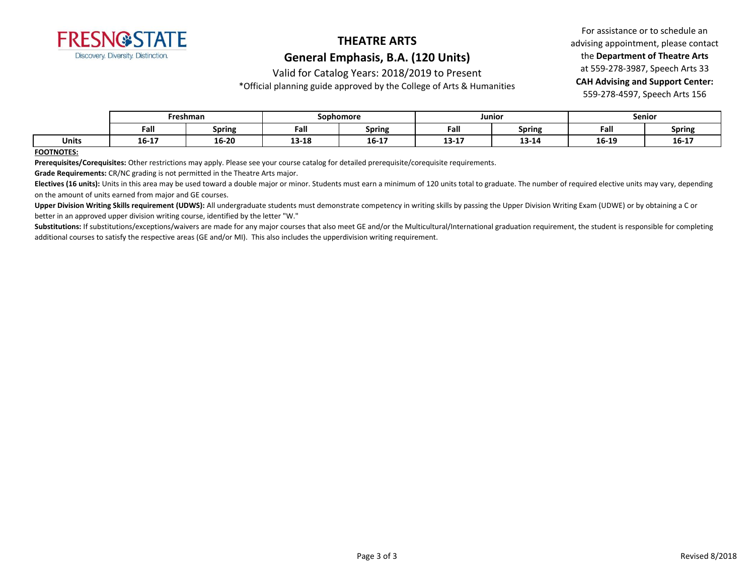# THEATRE ARTS

## General Emphasis, B.A. (120 Units)

Valid for Catalog Years: 2018/2019 to Present

*Official planning guide approved by the College of Arts & Humanities

For assistance or to schedule an advising appointment, please contact the **Department of Theatre Arts** at 559-278-3987, Speech Arts 33

**CAH Advising and Support Center:** 559-278-4597, Speech Arts 156

| | Freshman | | Sophomore | | Junior | | Senior | |
|---|---|---|---|---|---|---|---|---|
| | **Fall** | **Spring** | **Fall** | **Spring** | **Fall** | **Spring** | **Fall** | **Spring** |
| **Units** | **16-17** | **16-20** | **13-18** | **16-17** | **13-17** | **13-14** | **16-19** | **16-17** |

**FOOTNOTES:**

**Prerequisites/Corequisites:** Other restrictions may apply. Please see your course catalog for detailed prerequisite/corequisite requirements.

**Grade Requirements:** CR/NC grading is not permitted in the Theatre Arts major.

**Electives (16 units):** Units in this area may be used toward a double major or minor. Students must earn a minimum of 120 units total to graduate. The number of required elective units may vary, depending on the amount of units earned from major and GE courses.

**Upper Division Writing Skills requirement (UDWS):** All undergraduate students must demonstrate competency in writing skills by passing the Upper Division Writing Exam (UDWE) or by obtaining a C or better in an approved upper division writing course, identified by the letter "W."

**Substitutions:** If substitutions/exceptions/waivers are made for any major courses that also meet GE and/or the Multicultural/International graduation requirement, the student is responsible for completing additional courses to satisfy the respective areas (GE and/or MI). This also includes the upperdivision writing requirement.

Revised 8/2018